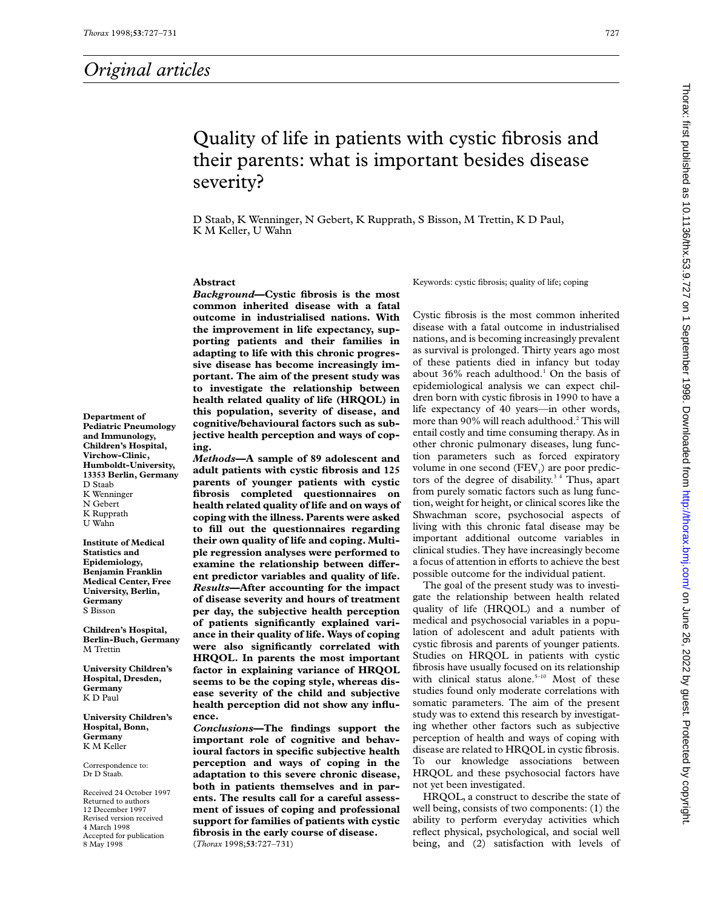## Original articles

# Quality of life in patients with cystic fibrosis and their parents: what is important besides disease severity?

D Staab, K Wenninger, N Gebert, K Rupprath, S Bisson, M Trettin, K D Paul, K M Keller, U Wahn

**Department of Pediatric Pneumology and Immunology, Children's Hospital, Virchow-Clinic, Humboldt-University, 13353 Berlin, Germany**
D Staab
K Wenninger
N Gebert
K Rupprath
U Wahn

**Institute of Medical Statistics and Epidemiology, Benjamin Franklin Medical Center, Free University, Berlin, Germany**
S Bisson

**Children's Hospital, Berlin-Buch, Germany**
M Trettin

**University Children's Hospital, Dresden, Germany**
K D Paul

**University Children's Hospital, Bonn, Germany**
K M Keller

Correspondence to: Dr D Staab.

Received 24 October 1997
Returned to authors 12 December 1997
Revised version received 4 March 1998
Accepted for publication 8 May 1998

## Abstract

***Background*—Cystic fibrosis is the most common inherited disease with a fatal outcome in industrialised nations. With the improvement in life expectancy, supporting patients and their families in adapting to life with this chronic progressive disease has become increasingly important. The aim of the present study was to investigate the relationship between health related quality of life (HRQOL) in this population, severity of disease, and cognitive/behavioural factors such as subjective health perception and ways of coping.**

***Methods*—A sample of 89 adolescent and adult patients with cystic fibrosis and 125 parents of younger patients with cystic fibrosis completed questionnaires on health related quality of life and on ways of coping with the illness. Parents were asked to fill out the questionnaires regarding their own quality of life and coping. Multiple regression analyses were performed to examine the relationship between different predictor variables and quality of life.**

***Results*—After accounting for the impact of disease severity and hours of treatment per day, the subjective health perception of patients significantly explained variance in their quality of life. Ways of coping were also significantly correlated with HRQOL. In parents the most important factor in explaining variance of HRQOL seems to be the coping style, whereas disease severity of the child and subjective health perception did not show any influence.**

***Conclusions*—The findings support the important role of cognitive and behavioural factors in specific subjective health perception and ways of coping in the adaptation to this severe chronic disease, both in patients themselves and in parents. The results call for a careful assessment of issues of coping and professional support for families of patients with cystic fibrosis in the early course of disease.**

(*Thorax* 1998;**53**:727–731)

Keywords: cystic fibrosis; quality of life; coping

Cystic fibrosis is the most common inherited disease with a fatal outcome in industrialised nations, and is becoming increasingly prevalent as survival is prolonged. Thirty years ago most of these patients died in infancy but today about 36% reach adulthood.[1] On the basis of epidemiological analysis we can expect children born with cystic fibrosis in 1990 to have a life expectancy of 40 years—in other words, more than 90% will reach adulthood.[2] This will entail costly and time consuming therapy. As in other chronic pulmonary diseases, lung function parameters such as forced expiratory volume in one second ($FEV_1$) are poor predictors of the degree of disability.[3 4] Thus, apart from purely somatic factors such as lung function, weight for height, or clinical scores like the Shwachman score, psychosocial aspects of living with this chronic fatal disease may be important additional outcome variables in clinical studies. They have increasingly become a focus of attention in efforts to achieve the best possible outcome for the individual patient.

The goal of the present study was to investigate the relationship between health related quality of life (HRQOL) and a number of medical and psychosocial variables in a population of adolescent and adult patients with cystic fibrosis and parents of younger patients. Studies on HRQOL in patients with cystic fibrosis have usually focused on its relationship with clinical status alone.[5–10] Most of these studies found only moderate correlations with somatic parameters. The aim of the present study was to extend this research by investigating whether other factors such as subjective perception of health and ways of coping with disease are related to HRQOL in cystic fibrosis. To our knowledge associations between HRQOL and these psychosocial factors have not yet been investigated.

HRQOL, a construct to describe the state of well being, consists of two components: (1) the ability to perform everyday activities which reflect physical, psychological, and social well being, and (2) satisfaction with levels of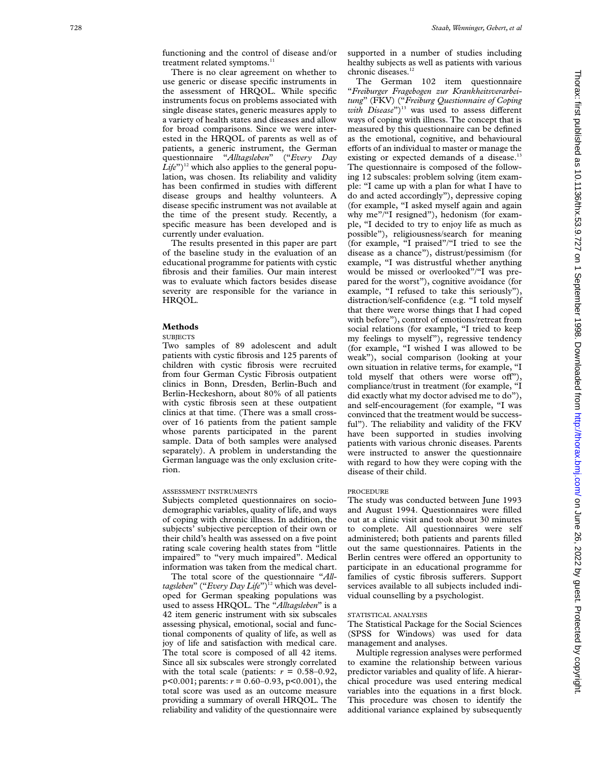functioning and the control of disease and/or treatment related symptoms.[11]

There is no clear agreement on whether to use generic or disease specific instruments in the assessment of HRQOL. While specific instruments focus on problems associated with single disease states, generic measures apply to a variety of health states and diseases and allow for broad comparisons. Since we were interested in the HRQOL of parents as well as of patients, a generic instrument, the German questionnaire "*Alltagsleben*" ("*Every Day Life*")[12] which also applies to the general population, was chosen. Its reliability and validity has been confirmed in studies with different disease groups and healthy volunteers. A disease specific instrument was not available at the time of the present study. Recently, a specific measure has been developed and is currently under evaluation.

The results presented in this paper are part of the baseline study in the evaluation of an educational programme for patients with cystic fibrosis and their families. Our main interest was to evaluate which factors besides disease severity are responsible for the variance in HRQOL.

## Methods

### SUBJECTS

Two samples of 89 adolescent and adult patients with cystic fibrosis and 125 parents of children with cystic fibrosis were recruited from four German Cystic Fibrosis outpatient clinics in Bonn, Dresden, Berlin-Buch and Berlin-Heckeshorn, about 80% of all patients with cystic fibrosis seen at these outpatient clinics at that time. (There was a small crossover of 16 patients from the patient sample whose parents participated in the parent sample. Data of both samples were analysed separately). A problem in understanding the German language was the only exclusion criterion.

### ASSESSMENT INSTRUMENTS

Subjects completed questionnaires on sociodemographic variables, quality of life, and ways of coping with chronic illness. In addition, the subjects' subjective perception of their own or their child's health was assessed on a five point rating scale covering health states from "little impaired" to "very much impaired". Medical information was taken from the medical chart.

The total score of the questionnaire "*Alltagsleben*" ("*Every Day Life*")[12] which was developed for German speaking populations was used to assess HRQOL. The "*Alltagsleben*" is a 42 item generic instrument with six subscales assessing physical, emotional, social and functional components of quality of life, as well as joy of life and satisfaction with medical care. The total score is composed of all 42 items. Since all six subscales were strongly correlated with the total scale (patients: $r = 0.58$–$0.92$, $p<0.001$; parents: $r = 0.60$–$0.93$, $p<0.001$), the total score was used as an outcome measure providing a summary of overall HRQOL. The reliability and validity of the questionnaire were supported in a number of studies including healthy subjects as well as patients with various chronic diseases.[12]

The German 102 item questionnaire "*Freiburger Fragebogen zur Krankheitsverarbeitung*" (FKV) ("*Freiburg Questionnaire of Coping with Disease*")[13] was used to assess different ways of coping with illness. The concept that is measured by this questionnaire can be defined as the emotional, cognitive, and behavioural efforts of an individual to master or manage the existing or expected demands of a disease.[13] The questionnaire is composed of the following 12 subscales: problem solving (item example: "I came up with a plan for what I have to do and acted accordingly"), depressive coping (for example, "I asked myself again and again why me"/"I resigned"), hedonism (for example, "I decided to try to enjoy life as much as possible"), religiousness/search for meaning (for example, "I praised"/"I tried to see the disease as a chance"), distrust/pessimism (for example, "I was distrustful whether anything would be missed or overlooked"/"I was prepared for the worst"), cognitive avoidance (for example, "I refused to take this seriously"), distraction/self-confidence (e.g. "I told myself that there were worse things that I had coped with before"), control of emotions/retreat from social relations (for example, "I tried to keep my feelings to myself"), regressive tendency (for example, "I wished I was allowed to be weak"), social comparison (looking at your own situation in relative terms, for example, "I told myself that others were worse off"), compliance/trust in treatment (for example, "I did exactly what my doctor advised me to do"), and self-encouragement (for example, "I was convinced that the treatment would be successful"). The reliability and validity of the FKV have been supported in studies involving patients with various chronic diseases. Parents were instructed to answer the questionnaire with regard to how they were coping with the disease of their child.

### PROCEDURE

The study was conducted between June 1993 and August 1994. Questionnaires were filled out at a clinic visit and took about 30 minutes to complete. All questionnaires were self administered; both patients and parents filled out the same questionnaires. Patients in the Berlin centres were offered an opportunity to participate in an educational programme for families of cystic fibrosis sufferers. Support services available to all subjects included individual counselling by a psychologist.

### STATISTICAL ANALYSES

The Statistical Package for the Social Sciences (SPSS for Windows) was used for data management and analyses.

Multiple regression analyses were performed to examine the relationship between various predictor variables and quality of life. A hierarchical procedure was used entering medical variables into the equations in a first block. This procedure was chosen to identify the additional variance explained by subsequently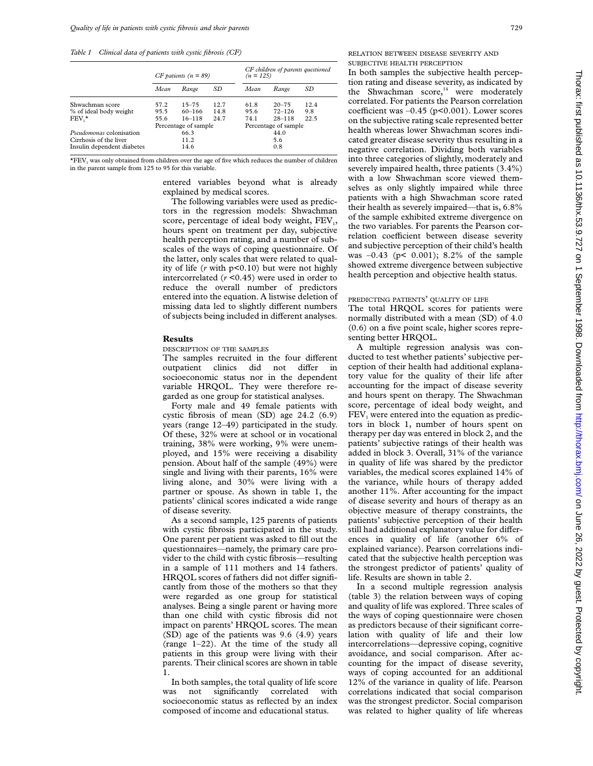*Table 1 Clinical data of patients with cystic fibrosis (CF)*

| | CF patients (n = 89) | | | CF children of parents questioned (n = 125) | | |
|---|---|---|---|---|---|---|
| | Mean | Range | SD | Mean | Range | SD |
| Shwachman score | 57.2 | 15–75 | 12.7 | 61.8 | 20–75 | 12.4 |
| % of ideal body weight | 95.5 | 60–166 | 14.8 | 95.6 | 72–126 | 9.8 |
| $FEV_1$* | 55.6 | 16–118 | 24.7 | 74.1 | 28–118 | 22.5 |
| | Percentage of sample | | | Percentage of sample | | |
| *Pseudomonas* colonisation | 66.3 | | | 44.0 | | |
| Cirrhosis of the liver | 11.2 | | | 5.6 | | |
| Insulin dependent diabetes | 14.6 | | | 0.8 | | |

*$FEV_1$ was only obtained from children over the age of five which reduces the number of children in the parent sample from 125 to 95 for this variable.

entered variables beyond what is already explained by medical scores.

The following variables were used as predictors in the regression models: Shwachman score, percentage of ideal body weight, $FEV_1$, hours spent on treatment per day, subjective health perception rating, and a number of subscales of the ways of coping questionnaire. Of the latter, only scales that were related to quality of life ($r$ with $p<0.10$) but were not highly intercorrelated ($r<0.45$) were used in order to reduce the overall number of predictors entered into the equation. A listwise deletion of missing data led to slightly different numbers of subjects being included in different analyses.

## Results

### DESCRIPTION OF THE SAMPLES

The samples recruited in the four different outpatient clinics did not differ in socioeconomic status nor in the dependent variable HRQOL. They were therefore regarded as one group for statistical analyses.

Forty male and 49 female patients with cystic fibrosis of mean (SD) age 24.2 (6.9) years (range 12–49) participated in the study. Of these, 32% were at school or in vocational training, 38% were working, 9% were unemployed, and 15% were receiving a disability pension. About half of the sample (49%) were single and living with their parents, 16% were living alone, and 30% were living with a partner or spouse. As shown in table 1, the patients' clinical scores indicated a wide range of disease severity.

As a second sample, 125 parents of patients with cystic fibrosis participated in the study. One parent per patient was asked to fill out the questionnaires—namely, the primary care provider to the child with cystic fibrosis—resulting in a sample of 111 mothers and 14 fathers. HRQOL scores of fathers did not differ significantly from those of the mothers so that they were regarded as one group for statistical analyses. Being a single parent or having more than one child with cystic fibrosis did not impact on parents' HRQOL scores. The mean (SD) age of the patients was 9.6 (4.9) years (range 1–22). At the time of the study all patients in this group were living with their parents. Their clinical scores are shown in table 1.

In both samples, the total quality of life score was not significantly correlated with socioeconomic status as reflected by an index composed of income and educational status.

### RELATION BETWEEN DISEASE SEVERITY AND SUBJECTIVE HEALTH PERCEPTION

In both samples the subjective health perception rating and disease severity, as indicated by the Shwachman score,[14] were moderately correlated. For patients the Pearson correlation coefficient was –0.45 ($p<0.001$). Lower scores on the subjective rating scale represented better health whereas lower Shwachman scores indicated greater disease severity thus resulting in a negative correlation. Dividing both variables into three categories of slightly, moderately and severely impaired health, three patients (3.4%) with a low Shwachman score viewed themselves as only slightly impaired while three patients with a high Shwachman score rated their health as severely impaired—that is, 6.8% of the sample exhibited extreme divergence on the two variables. For parents the Pearson correlation coefficient between disease severity and subjective perception of their child's health was –0.43 ($p<0.001$); 8.2% of the sample showed extreme divergence between subjective health perception and objective health status.

### PREDICTING PATIENTS' QUALITY OF LIFE

The total HRQOL scores for patients were normally distributed with a mean (SD) of 4.0 (0.6) on a five point scale, higher scores representing better HRQOL.

A multiple regression analysis was conducted to test whether patients' subjective perception of their health had additional explanatory value for the quality of their life after accounting for the impact of disease severity and hours spent on therapy. The Shwachman score, percentage of ideal body weight, and $FEV_1$ were entered into the equation as predictors in block 1, number of hours spent on therapy per day was entered in block 2, and the patients' subjective ratings of their health was added in block 3. Overall, 31% of the variance in quality of life was shared by the predictor variables, the medical scores explained 14% of the variance, while hours of therapy added another 11%. After accounting for the impact of disease severity and hours of therapy as an objective measure of therapy constraints, the patients' subjective perception of their health still had additional explanatory value for differences in quality of life (another 6% of explained variance). Pearson correlations indicated that the subjective health perception was the strongest predictor of patients' quality of life. Results are shown in table 2.

In a second multiple regression analysis (table 3) the relation between ways of coping and quality of life was explored. Three scales of the ways of coping questionnaire were chosen as predictors because of their significant correlation with quality of life and their low intercorrelations—depressive coping, cognitive avoidance, and social comparison. After accounting for the impact of disease severity, ways of coping accounted for an additional 12% of the variance in quality of life. Pearson correlations indicated that social comparison was the strongest predictor. Social comparison was related to higher quality of life whereas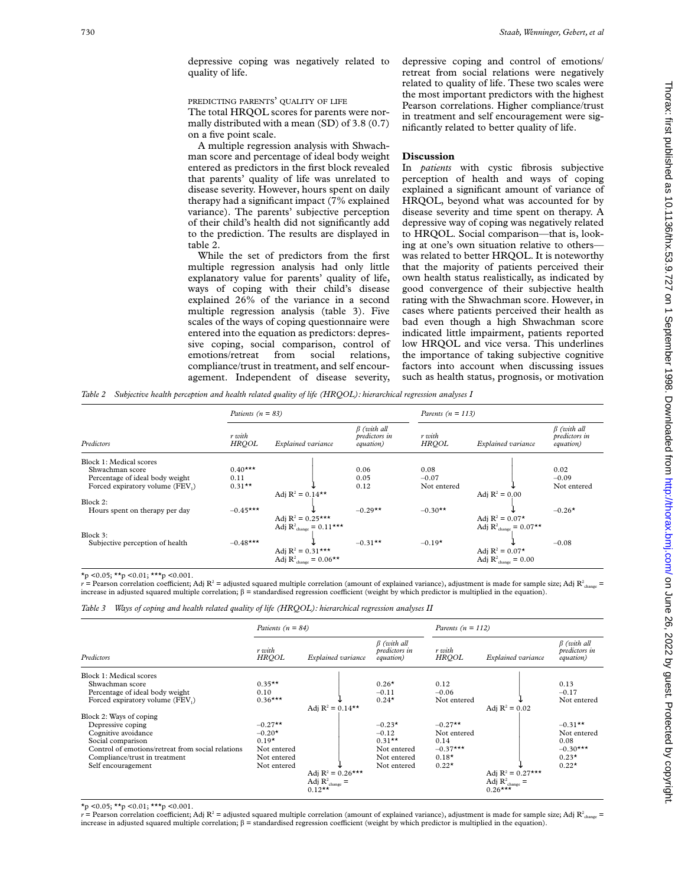depressive coping was negatively related to quality of life.

PREDICTING PARENTS' QUALITY OF LIFE

The total HRQOL scores for parents were normally distributed with a mean (SD) of 3.8 (0.7) on a five point scale.

A multiple regression analysis with Shwachman score and percentage of ideal body weight entered as predictors in the first block revealed that parents' quality of life was unrelated to disease severity. However, hours spent on daily therapy had a significant impact (7% explained variance). The parents' subjective perception of their child's health did not significantly add to the prediction. The results are displayed in table 2.

While the set of predictors from the first multiple regression analysis had only little explanatory value for parents' quality of life, ways of coping with their child's disease explained 26% of the variance in a second multiple regression analysis (table 3). Five scales of the ways of coping questionnaire were entered into the equation as predictors: depressive coping, social comparison, control of emotions/retreat from social relations, compliance/trust in treatment, and self encouragement. Independent of disease severity, depressive coping and control of emotions/retreat from social relations were negatively related to quality of life. These two scales were the most important predictors with the highest Pearson correlations. Higher compliance/trust in treatment and self encouragement were significantly related to better quality of life.

## Discussion

In *patients* with cystic fibrosis subjective perception of health and ways of coping explained a significant amount of variance of HRQOL, beyond what was accounted for by disease severity and time spent on therapy. A depressive way of coping was negatively related to HRQOL. Social comparison—that is, looking at one's own situation relative to others—was related to better HRQOL. It is noteworthy that the majority of patients perceived their own health status realistically, as indicated by good convergence of their subjective health rating with the Shwachman score. However, in cases where patients perceived their health as bad even though a high Shwachman score indicated little impairment, patients reported low HRQOL and vice versa. This underlines the importance of taking subjective cognitive factors into account when discussing issues such as health status, prognosis, or motivation

*Table 2 Subjective health perception and health related quality of life (HRQOL): hierarchical regression analyses I*

| | *Patients (n = 83)* | | | *Parents (n = 113)* | | |
|---|---|---|---|---|---|---|
| *Predictors* | *r with HRQOL* | *Explained variance* | *β (with all predictors in equation)* | *r with HRQOL* | *Explained variance* | *β (with all predictors in equation)* |
| Block 1: Medical scores | | | | | | |
| Shwachman score | 0.40*** | | 0.06 | 0.08 | | 0.02 |
| Percentage of ideal body weight | 0.11 | | 0.05 | −0.07 | | −0.09 |
| Forced expiratory volume ($FEV_1$) | 0.31** | Adj $R^2$ = 0.14** | 0.12 | Not entered | Adj $R^2$ = 0.00 | Not entered |
| Block 2: | | | | | | |
| Hours spent on therapy per day | −0.45*** | Adj $R^2$ = 0.25***; Adj $R^2_{change}$ = 0.11*** | −0.29** | −0.30** | Adj $R^2$ = 0.07*; Adj $R^2_{change}$ = 0.07** | −0.26* |
| Block 3: | | | | | | |
| Subjective perception of health | −0.48*** | Adj $R^2$ = 0.31***; Adj $R^2_{change}$ = 0.06** | −0.31** | −0.19* | Adj $R^2$ = 0.07*; Adj $R^2_{change}$ = 0.00 | −0.08 |

*p <0.05; **p <0.01; ***p <0.001.
$r$ = Pearson correlation coefficient; Adj $R^2$ = adjusted squared multiple correlation (amount of explained variance), adjustment is made for sample size; Adj $R^2_{change}$ = increase in adjusted squared multiple correlation; β = standardised regression coefficient (weight by which predictor is multiplied in the equation).

*Table 3 Ways of coping and health related quality of life (HRQOL): hierarchical regression analyses II*

| | *Patients (n = 84)* | | | *Parents (n = 112)* | | |
|---|---|---|---|---|---|---|
| *Predictors* | *r with HRQOL* | *Explained variance* | *β (with all predictors in equation)* | *r with HRQOL* | *Explained variance* | *β (with all predictors in equation)* |
| Block 1: Medical scores | | | | | | |
| Shwachman score | 0.35** | | 0.26* | 0.12 | | 0.13 |
| Percentage of ideal body weight | 0.10 | | −0.11 | −0.06 | | −0.17 |
| Forced expiratory volume ($FEV_1$) | 0.36*** | Adj $R^2$ = 0.14** | 0.24* | Not entered | Adj $R^2$ = 0.02 | Not entered |
| Block 2: Ways of coping | | | | | | |
| Depressive coping | −0.27** | | −0.23* | −0.27** | | −0.31** |
| Cognitive avoidance | −0.20* | | −0.12 | Not entered | | Not entered |
| Social comparison | 0.19* | | 0.31** | 0.14 | | 0.08 |
| Control of emotions/retreat from social relations | Not entered | | Not entered | −0.37*** | | −0.30*** |
| Compliance/trust in treatment | Not entered | | Not entered | 0.18* | | 0.23* |
| Self encouragement | Not entered | Adj $R^2$ = 0.26***; Adj $R^2_{change}$ = 0.12** | Not entered | 0.22* | Adj $R^2$ = 0.27***; Adj $R^2_{change}$ = 0.26*** | 0.22* |

*p <0.05; **p <0.01; ***p <0.001.
$r$ = Pearson correlation coefficient; Adj $R^2$ = adjusted squared multiple correlation (amount of explained variance), adjustment is made for sample size; Adj $R^2_{change}$ = increase in adjusted squared multiple correlation; β = standardised regression coefficient (weight by which predictor is multiplied in the equation).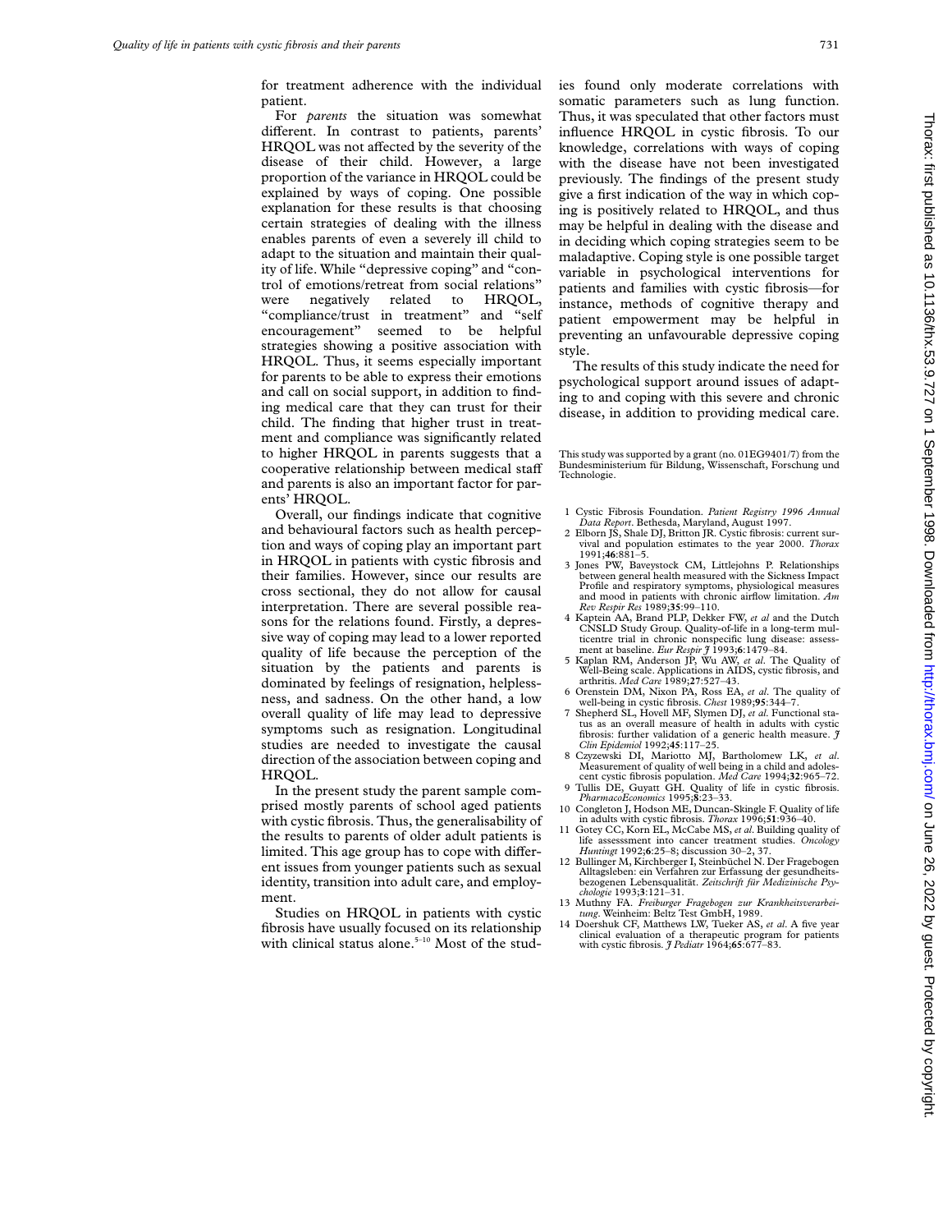for treatment adherence with the individual patient.

For *parents* the situation was somewhat different. In contrast to patients, parents' HRQOL was not affected by the severity of the disease of their child. However, a large proportion of the variance in HRQOL could be explained by ways of coping. One possible explanation for these results is that choosing certain strategies of dealing with the illness enables parents of even a severely ill child to adapt to the situation and maintain their quality of life. While "depressive coping" and "control of emotions/retreat from social relations" were negatively related to HRQOL, "compliance/trust in treatment" and "self encouragement" seemed to be helpful strategies showing a positive association with HRQOL. Thus, it seems especially important for parents to be able to express their emotions and call on social support, in addition to finding medical care that they can trust for their child. The finding that higher trust in treatment and compliance was significantly related to higher HRQOL in parents suggests that a cooperative relationship between medical staff and parents is also an important factor for parents' HRQOL.

Overall, our findings indicate that cognitive and behavioural factors such as health perception and ways of coping play an important part in HRQOL in patients with cystic fibrosis and their families. However, since our results are cross sectional, they do not allow for causal interpretation. There are several possible reasons for the relations found. Firstly, a depressive way of coping may lead to a lower reported quality of life because the perception of the situation by the patients and parents is dominated by feelings of resignation, helplessness, and sadness. On the other hand, a low overall quality of life may lead to depressive symptoms such as resignation. Longitudinal studies are needed to investigate the causal direction of the association between coping and HRQOL.

In the present study the parent sample comprised mostly parents of school aged patients with cystic fibrosis. Thus, the generalisability of the results to parents of older adult patients is limited. This age group has to cope with different issues from younger patients such as sexual identity, transition into adult care, and employment.

Studies on HRQOL in patients with cystic fibrosis have usually focused on its relationship with clinical status alone.[5–10] Most of the studies found only moderate correlations with somatic parameters such as lung function. Thus, it was speculated that other factors must influence HRQOL in cystic fibrosis. To our knowledge, correlations with ways of coping with the disease have not been investigated previously. The findings of the present study give a first indication of the way in which coping is positively related to HRQOL, and thus may be helpful in dealing with the disease and in deciding which coping strategies seem to be maladaptive. Coping style is one possible target variable in psychological interventions for patients and families with cystic fibrosis—for instance, methods of cognitive therapy and patient empowerment may be helpful in preventing an unfavourable depressive coping style.

The results of this study indicate the need for psychological support around issues of adapting to and coping with this severe and chronic disease, in addition to providing medical care.

This study was supported by a grant (no. 01EG9401/7) from the Bundesministerium für Bildung, Wissenschaft, Forschung und Technologie.

1. Cystic Fibrosis Foundation. *Patient Registry 1996 Annual Data Report*. Bethesda, Maryland, August 1997.
2. Elborn JS, Shale DJ, Britton JR. Cystic fibrosis: current survival and population estimates to the year 2000. *Thorax* 1991;**46**:881–5.
3. Jones PW, Baveystock CM, Littlejohns P. Relationships between general health measured with the Sickness Impact Profile and respiratory symptoms, physiological measures and mood in patients with chronic airflow limitation. *Am Rev Respir Res* 1989;**35**:99–110.
4. Kaptein AA, Brand PLP, Dekker FW, *et al* and the Dutch CNSLD Study Group. Quality-of-life in a long-term multicentre trial in chronic nonspecific lung disease: assessment at baseline. *Eur Respir J* 1993;**6**:1479–84.
5. Kaplan RM, Anderson JP, Wu AW, *et al*. The Quality of Well-Being scale. Applications in AIDS, cystic fibrosis, and arthritis. *Med Care* 1989;**27**:527–43.
6. Orenstein DM, Nixon PA, Ross EA, *et al*. The quality of well-being in cystic fibrosis. *Chest* 1989;**95**:344–7.
7. Shepherd SL, Hovell MF, Slymen DJ, *et al*. Functional status as an overall measure of health in adults with cystic fibrosis: further validation of a generic health measure. *J Clin Epidemiol* 1992;**45**:117–25.
8. Czyzewski DI, Mariotto MJ, Bartholomew LK, *et al*. Measurement of quality of well being in a child and adolescent cystic fibrosis population. *Med Care* 1994;**32**:965–72.
9. Tullis DE, Guyatt GH. Quality of life in cystic fibrosis. *PharmacoEconomics* 1995;**8**:23–33.
10. Congleton J, Hodson ME, Duncan-Skingle F. Quality of life in adults with cystic fibrosis. *Thorax* 1996;**51**:936–40.
11. Gotey CC, Korn EL, McCabe MS, *et al*. Building quality of life assesssment into cancer treatment studies. *Oncology Huntingt* 1992;**6**:25–8; discussion 30–2, 37.
12. Bullinger M, Kirchberger I, Steinbüchel N. Der Fragebogen Alltagsleben: ein Verfahren zur Erfassung der gesundheitsbezogenen Lebensqualität. *Zeitschrift für Medizinische Psychologie* 1993;**3**:121–31.
13. Muthny FA. *Freiburger Fragebogen zur Krankheitsverarbeitung*. Weinheim: Beltz Test GmbH, 1989.
14. Doershuk CF, Matthews LW, Tueker AS, *et al*. A five year clinical evaluation of a therapeutic program for patients with cystic fibrosis. *J Pediatr* 1964;**65**:677–83.